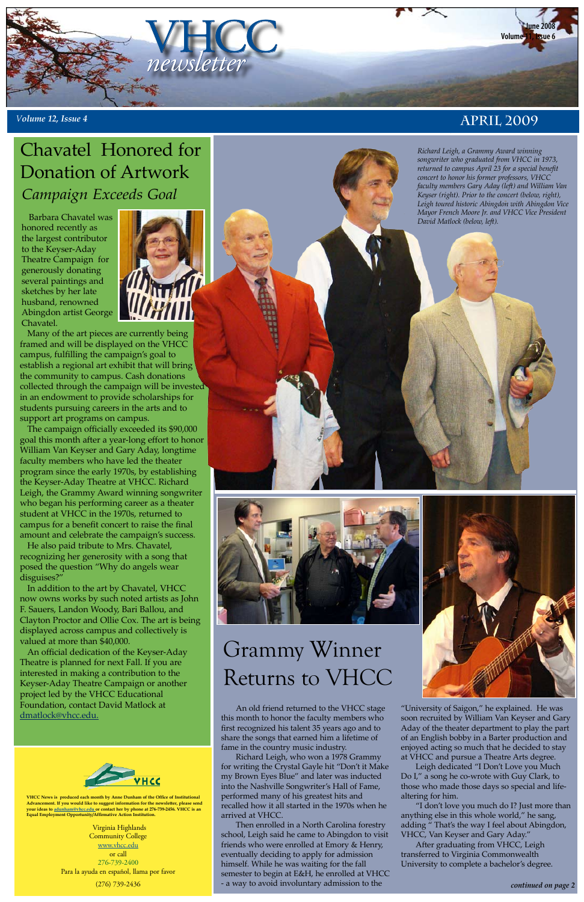# VHCC newsletter

*Volume 12, Issue 4* — APRIL 2009

## Chavatel Honored for Donation of Artwork

### *Campaign Exceeds Goal*

Barbara Chavatel was honored recently as the largest contributor to the Keyser-Aday Theatre Campaign for generously donating several paintings and sketches by her late husband, renowned Abingdon artist George Chavatel.

Many of the art pieces are currently being framed and will be displayed on the VHCC campus, fulfilling the campaign's goal to establish a regional art exhibit that will bring the community to campus. Cash donations collected through the campaign will be invested in an endowment to provide scholarships for students pursuing careers in the arts and to support art programs on campus.

The campaign officially exceeded its $90,000 goal this month after a year-long effort to honor William Van Keyser and Gary Aday, longtime faculty members who have led the theater program since the early 1970s, by establishing the Keyser-Aday Theatre at VHCC. Richard Leigh, the Grammy Award winning songwriter who began his performing career as a theater student at VHCC in the 1970s, returned to campus for a benefit concert to raise the final amount and celebrate the campaign's success.

He also paid tribute to Mrs. Chavatel, recognizing her generosity with a song that posed the question "Why do angels wear disguises?"

In addition to the art by Chavatel, VHCC now owns works by such noted artists as John F. Sauers, Landon Woody, Bari Ballou, and Clayton Proctor and Ollie Cox. The art is being displayed across campus and collectively is valued at more than $40,000.

An official dedication of the Keyser-Aday Theatre is planned for next Fall. If you are interested in making a contribution to the Keyser-Aday Theatre Campaign or another project led by the VHCC Educational Foundation, contact David Matlock at dmatlock@vhcc.edu.

*Richard Leigh, a Grammy Award winning songwriter who graduated from VHCC in 1973, returned to campus April 23 for a special benefit concert to honor his former professors, VHCC faculty members Gary Aday (left) and William Van Keyser (right). Prior to the concert (below, right), Leigh toured historic Abingdon with Abingdon Vice Mayor French Moore Jr. and VHCC Vice President David Matlock (below, left).*

## Grammy Winner Returns to VHCC

An old friend returned to the VHCC stage this month to honor the faculty members who first recognized his talent 35 years ago and to share the songs that earned him a lifetime of fame in the country music industry.

Richard Leigh, who won a 1978 Grammy for writing the Crystal Gayle hit "Don't it Make my Brown Eyes Blue" and later was inducted into the Nashville Songwriter's Hall of Fame, performed many of his greatest hits and recalled how it all started in the 1970s when he arrived at VHCC.

Then enrolled in a North Carolina forestry school, Leigh said he came to Abingdon to visit friends who were enrolled at Emory & Henry, eventually deciding to apply for admission himself. While he was waiting for the fall semester to begin at E&H, he enrolled at VHCC - a way to avoid involuntary admission to the "University of Saigon," he explained. He was soon recruited by William Van Keyser and Gary Aday of the theater department to play the part of an English bobby in a Barter production and enjoyed acting so much that he decided to stay at VHCC and pursue a Theatre Arts degree.

Leigh dedicated "I Don't Love you Much Do I," a song he co-wrote with Guy Clark, to those who made those days so special and life-altering for him.

"I don't love you much do I? Just more than anything else in this whole world," he sang, adding " That's the way I feel about Abingdon, VHCC, Van Keyser and Gary Aday."

After graduating from VHCC, Leigh transferred to Virginia Commonwealth University to complete a bachelor's degree.

*continued on page 2*

VHCC

**VHCC News is produced each month by Anne Dunham of the Office of Institutional Advancement. If you would like to suggest information for the newsletter, please send your ideas to adunham@vhcc.edu or contact her by phone at 276-739-2456. VHCC is an Equal Employment Opportunity/Affirmative Action Institution.**

Virginia Highlands Community College
www.vhcc.edu
or call
276-739-2400
Para la ayuda en español, llama por favor
(276) 739-2436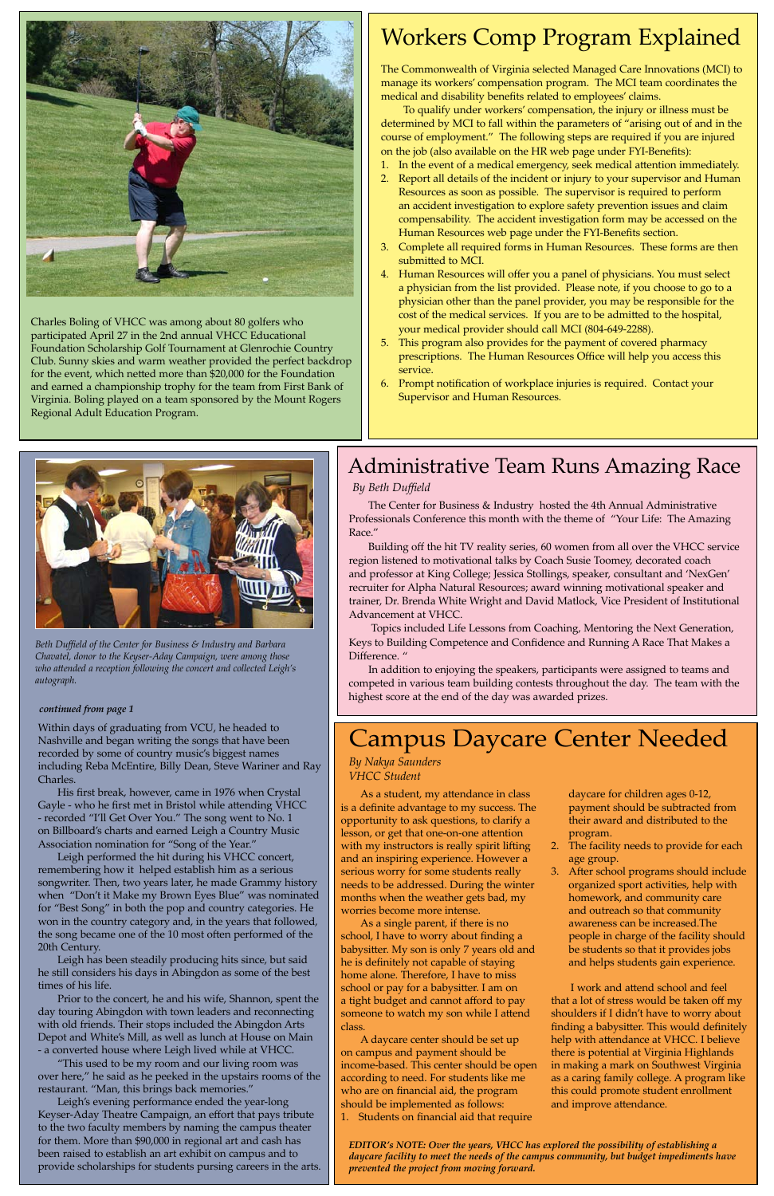Charles Boling of VHCC was among about 80 golfers who participated April 27 in the 2nd annual VHCC Educational Foundation Scholarship Golf Tournament at Glenrochie Country Club. Sunny skies and warm weather provided the perfect backdrop for the event, which netted more than $20,000 for the Foundation and earned a championship trophy for the team from First Bank of Virginia. Boling played on a team sponsored by the Mount Rogers Regional Adult Education Program.

# Workers Comp Program Explained

The Commonwealth of Virginia selected Managed Care Innovations (MCI) to manage its workers' compensation program. The MCI team coordinates the medical and disability benefits related to employees' claims.

To qualify under workers' compensation, the injury or illness must be determined by MCI to fall within the parameters of "arising out of and in the course of employment." The following steps are required if you are injured on the job (also available on the HR web page under FYI-Benefits):

1. In the event of a medical emergency, seek medical attention immediately.
2. Report all details of the incident or injury to your supervisor and Human Resources as soon as possible. The supervisor is required to perform an accident investigation to explore safety prevention issues and claim compensability. The accident investigation form may be accessed on the Human Resources web page under the FYI-Benefits section.
3. Complete all required forms in Human Resources. These forms are then submitted to MCI.
4. Human Resources will offer you a panel of physicians. You must select a physician from the list provided. Please note, if you choose to go to a physician other than the panel provider, you may be responsible for the cost of the medical services. If you are to be admitted to the hospital, your medical provider should call MCI (804-649-2288).
5. This program also provides for the payment of covered pharmacy prescriptions. The Human Resources Office will help you access this service.
6. Prompt notification of workplace injuries is required. Contact your Supervisor and Human Resources.

*Beth Duffield of the Center for Business & Industry and Barbara Chavatel, donor to the Keyser-Aday Campaign, were among those who attended a reception following the concert and collected Leigh's autograph.*

***continued from page 1***

Within days of graduating from VCU, he headed to Nashville and began writing the songs that have been recorded by some of country music's biggest names including Reba McEntire, Billy Dean, Steve Wariner and Ray Charles.

His first break, however, came in 1976 when Crystal Gayle - who he first met in Bristol while attending VHCC - recorded "I'll Get Over You." The song went to No. 1 on Billboard's charts and earned Leigh a Country Music Association nomination for "Song of the Year."

Leigh performed the hit during his VHCC concert, remembering how it helped establish him as a serious songwriter. Then, two years later, he made Grammy history when "Don't it Make my Brown Eyes Blue" was nominated for "Best Song" in both the pop and country categories. He won in the country category and, in the years that followed, the song became one of the 10 most often performed of the 20th Century.

Leigh has been steadily producing hits since, but said he still considers his days in Abingdon as some of the best times of his life.

Prior to the concert, he and his wife, Shannon, spent the day touring Abingdon with town leaders and reconnecting with old friends. Their stops included the Abingdon Arts Depot and White's Mill, as well as lunch at House on Main - a converted house where Leigh lived while at VHCC.

"This used to be my room and our living room was over here," he said as he peeked in the upstairs rooms of the restaurant. "Man, this brings back memories."

Leigh's evening performance ended the year-long Keyser-Aday Theatre Campaign, an effort that pays tribute to the two faculty members by naming the campus theater for them. More than $90,000 in regional art and cash has been raised to establish an art exhibit on campus and to provide scholarships for students pursing careers in the arts.

# Administrative Team Runs Amazing Race

*By Beth Duffield*

The Center for Business & Industry hosted the 4th Annual Administrative Professionals Conference this month with the theme of "Your Life: The Amazing Race."

Building off the hit TV reality series, 60 women from all over the VHCC service region listened to motivational talks by Coach Susie Toomey, decorated coach and professor at King College; Jessica Stollings, speaker, consultant and 'NexGen' recruiter for Alpha Natural Resources; award winning motivational speaker and trainer, Dr. Brenda White Wright and David Matlock, Vice President of Institutional Advancement at VHCC.

Topics included Life Lessons from Coaching, Mentoring the Next Generation, Keys to Building Competence and Confidence and Running A Race That Makes a Difference. "

In addition to enjoying the speakers, participants were assigned to teams and competed in various team building contests throughout the day. The team with the highest score at the end of the day was awarded prizes.

# Campus Daycare Center Needed

*By Nakya Saunders*
*VHCC Student*

As a student, my attendance in class is a definite advantage to my success. The opportunity to ask questions, to clarify a lesson, or get that one-on-one attention with my instructors is really spirit lifting and an inspiring experience. However a serious worry for some students really needs to be addressed. During the winter months when the weather gets bad, my worries become more intense.

As a single parent, if there is no school, I have to worry about finding a babysitter. My son is only 7 years old and he is definitely not capable of staying home alone. Therefore, I have to miss school or pay for a babysitter. I am on a tight budget and cannot afford to pay someone to watch my son while I attend class.

A daycare center should be set up on campus and payment should be income-based. This center should be open according to need. For students like me who are on financial aid, the program should be implemented as follows:

1. Students on financial aid that require daycare for children ages 0-12, payment should be subtracted from their award and distributed to the program.
2. The facility needs to provide for each age group.
3. After school programs should include organized sport activities, help with homework, and community care and outreach so that community awareness can be increased.The people in charge of the facility should be students so that it provides jobs and helps students gain experience.

I work and attend school and feel that a lot of stress would be taken off my shoulders if I didn't have to worry about finding a babysitter. This would definitely help with attendance at VHCC. I believe there is potential at Virginia Highlands in making a mark on Southwest Virginia as a caring family college. A program like this could promote student enrollment and improve attendance.

***EDITOR's NOTE: Over the years, VHCC has explored the possibility of establishing a daycare facility to meet the needs of the campus community, but budget impediments have prevented the project from moving forward.***